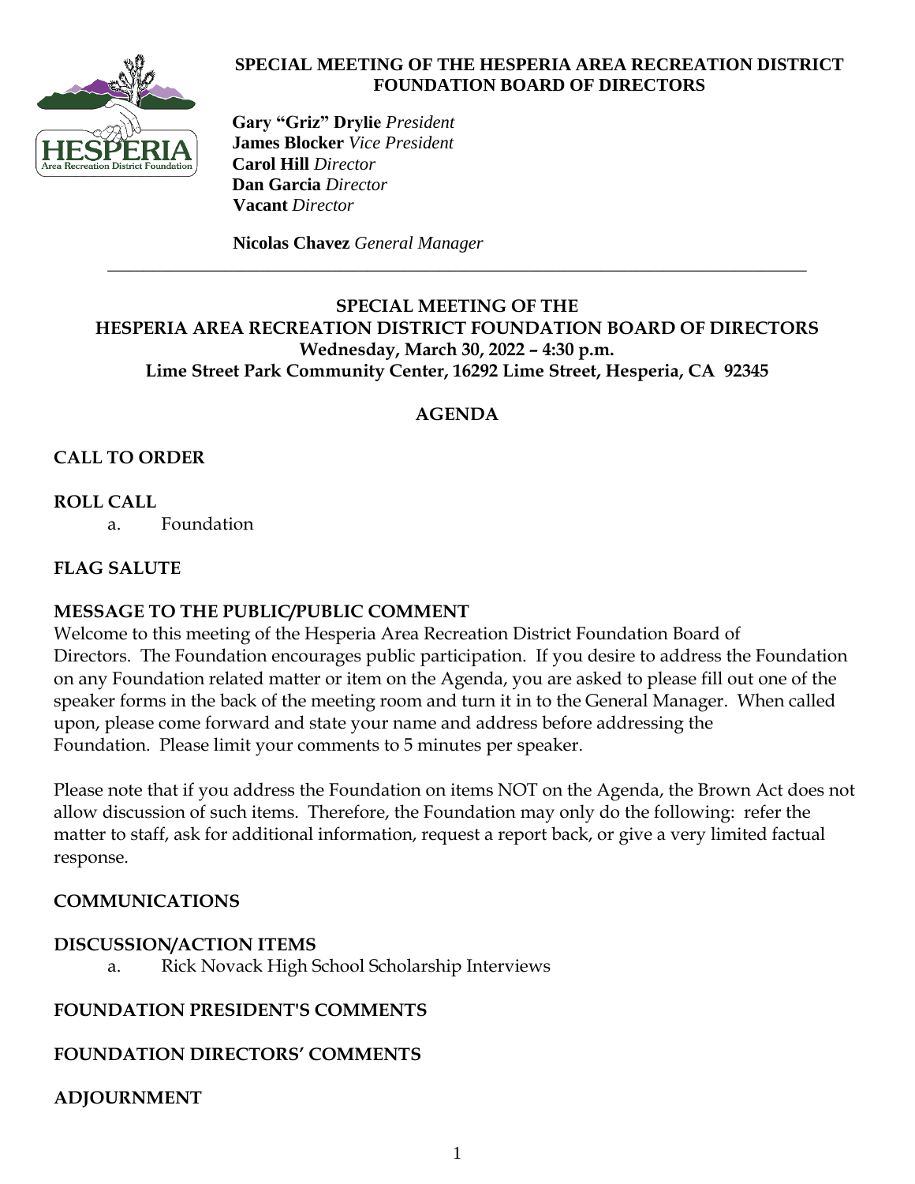**SPECIAL MEETING OF THE HESPERIA AREA RECREATION DISTRICT FOUNDATION BOARD OF DIRECTORS**

**Gary "Griz" Drylie** *President*
**James Blocker** *Vice President*
**Carol Hill** *Director*
**Dan Garcia** *Director*
**Vacant** *Director*

**Nicolas Chavez** *General Manager*

---

**SPECIAL MEETING OF THE**
**HESPERIA AREA RECREATION DISTRICT FOUNDATION BOARD OF DIRECTORS**
**Wednesday, March 30, 2022 – 4:30 p.m.**
**Lime Street Park Community Center, 16292 Lime Street, Hesperia, CA 92345**

## AGENDA

## CALL TO ORDER

## ROLL CALL

a. Foundation

## FLAG SALUTE

## MESSAGE TO THE PUBLIC/PUBLIC COMMENT

Welcome to this meeting of the Hesperia Area Recreation District Foundation Board of Directors. The Foundation encourages public participation. If you desire to address the Foundation on any Foundation related matter or item on the Agenda, you are asked to please fill out one of the speaker forms in the back of the meeting room and turn it in to the General Manager. When called upon, please come forward and state your name and address before addressing the Foundation. Please limit your comments to 5 minutes per speaker.

Please note that if you address the Foundation on items NOT on the Agenda, the Brown Act does not allow discussion of such items. Therefore, the Foundation may only do the following: refer the matter to staff, ask for additional information, request a report back, or give a very limited factual response.

## COMMUNICATIONS

## DISCUSSION/ACTION ITEMS

a. Rick Novack High School Scholarship Interviews

## FOUNDATION PRESIDENT'S COMMENTS

## FOUNDATION DIRECTORS' COMMENTS

## ADJOURNMENT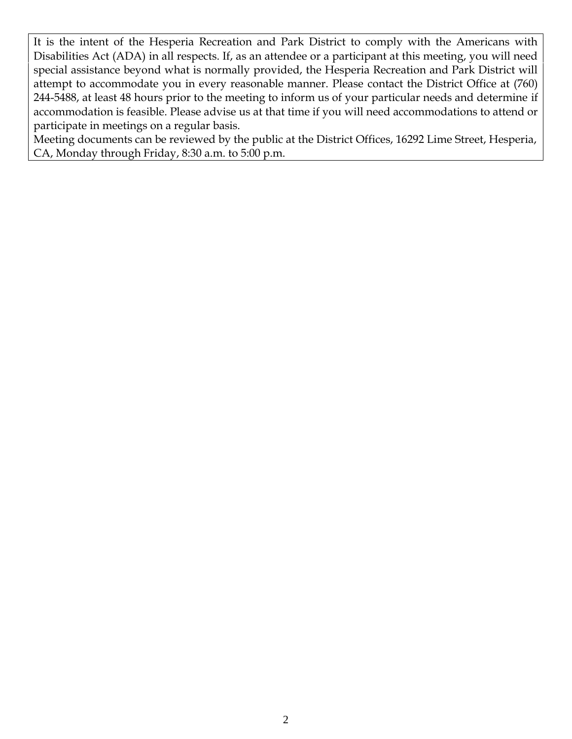It is the intent of the Hesperia Recreation and Park District to comply with the Americans with Disabilities Act (ADA) in all respects. If, as an attendee or a participant at this meeting, you will need special assistance beyond what is normally provided, the Hesperia Recreation and Park District will attempt to accommodate you in every reasonable manner. Please contact the District Office at (760) 244-5488, at least 48 hours prior to the meeting to inform us of your particular needs and determine if accommodation is feasible. Please advise us at that time if you will need accommodations to attend or participate in meetings on a regular basis.
Meeting documents can be reviewed by the public at the District Offices, 16292 Lime Street, Hesperia, CA, Monday through Friday, 8:30 a.m. to 5:00 p.m.